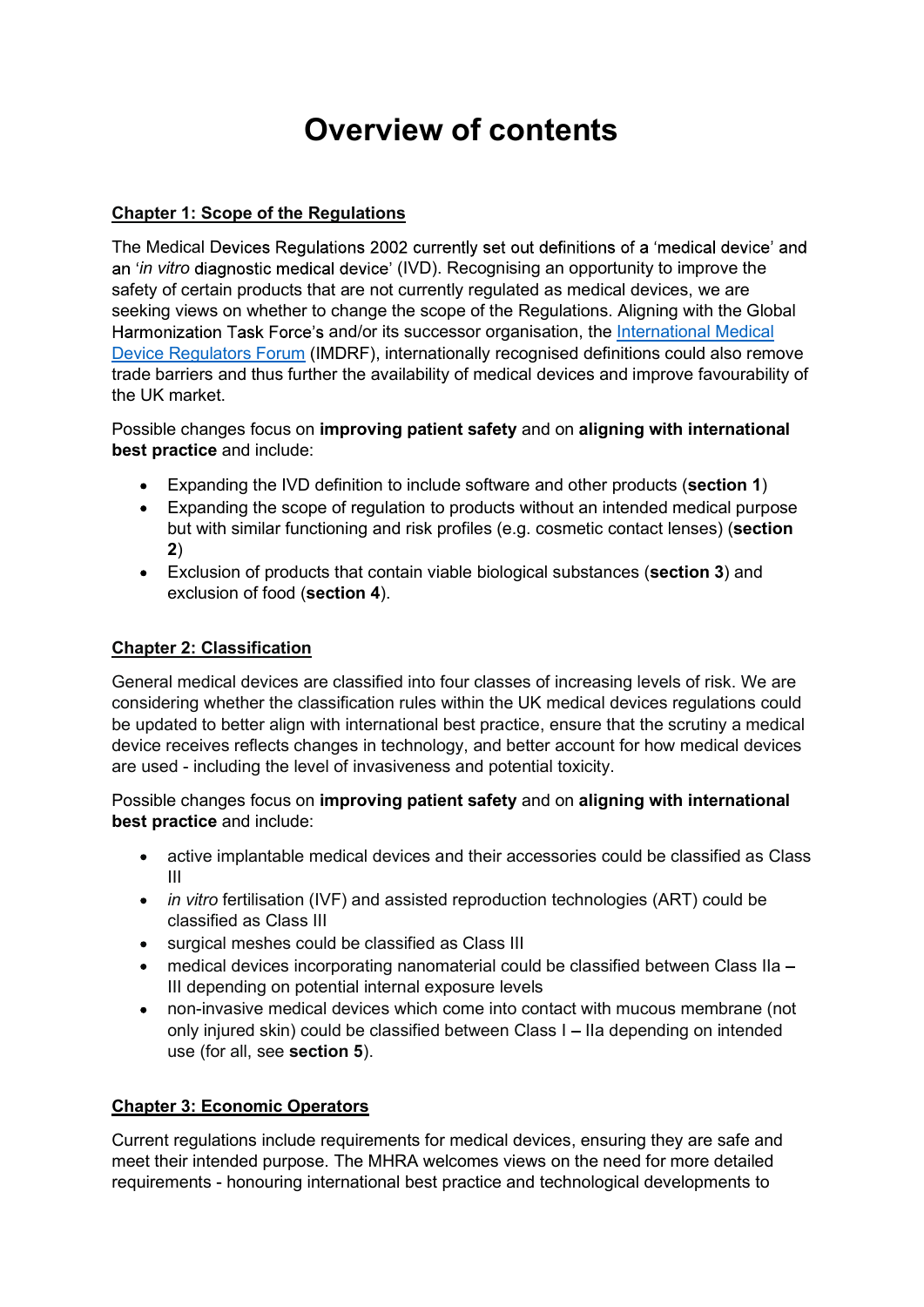# Overview of contents

**Chapter 1: Scope of the Regulations**

The Medical Devices Regulations 2002 currently set out definitions of a 'medical device' and an '*in vitro* diagnostic medical device' (IVD). Recognising an opportunity to improve the safety of certain products that are not currently regulated as medical devices, we are seeking views on whether to change the scope of the Regulations. Aligning with the Global Harmonization Task Force's and/or its successor organisation, the [International Medical Device Regulators Forum]() (IMDRF), internationally recognised definitions could also remove trade barriers and thus further the availability of medical devices and improve favourability of the UK market.

Possible changes focus on **improving patient safety** and on **aligning with international best practice** and include:

- Expanding the IVD definition to include software and other products (**section 1**)
- Expanding the scope of regulation to products without an intended medical purpose but with similar functioning and risk profiles (e.g. cosmetic contact lenses) (**section 2**)
- Exclusion of products that contain viable biological substances (**section 3**) and exclusion of food (**section 4**).

**Chapter 2: Classification**

General medical devices are classified into four classes of increasing levels of risk. We are considering whether the classification rules within the UK medical devices regulations could be updated to better align with international best practice, ensure that the scrutiny a medical device receives reflects changes in technology, and better account for how medical devices are used - including the level of invasiveness and potential toxicity.

Possible changes focus on **improving patient safety** and on **aligning with international best practice** and include:

- active implantable medical devices and their accessories could be classified as Class III
- *in vitro* fertilisation (IVF) and assisted reproduction technologies (ART) could be classified as Class III
- surgical meshes could be classified as Class III
- medical devices incorporating nanomaterial could be classified between Class IIa – III depending on potential internal exposure levels
- non-invasive medical devices which come into contact with mucous membrane (not only injured skin) could be classified between Class I – IIa depending on intended use (for all, see **section 5**).

**Chapter 3: Economic Operators**

Current regulations include requirements for medical devices, ensuring they are safe and meet their intended purpose. The MHRA welcomes views on the need for more detailed requirements - honouring international best practice and technological developments to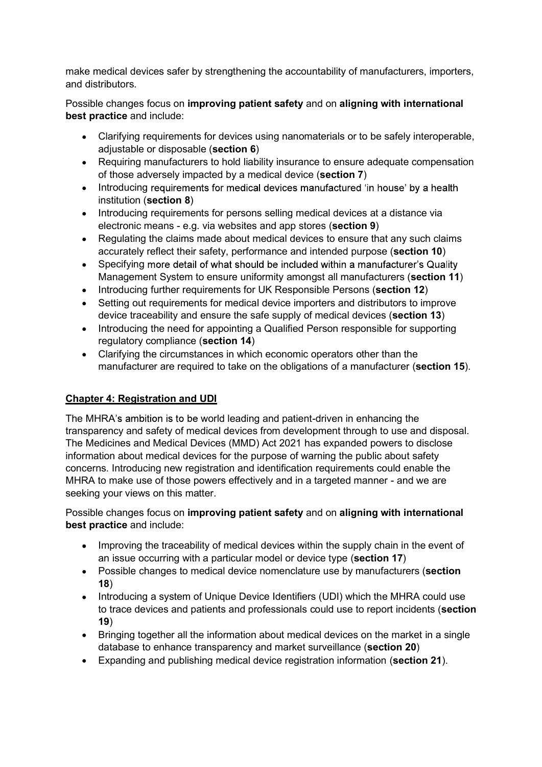make medical devices safer by strengthening the accountability of manufacturers, importers, and distributors.

Possible changes focus on **improving patient safety** and on **aligning with international best practice** and include:

- Clarifying requirements for devices using nanomaterials or to be safely interoperable, adjustable or disposable (**section 6**)
- Requiring manufacturers to hold liability insurance to ensure adequate compensation of those adversely impacted by a medical device (**section 7**)
- Introducing requirements for medical devices manufactured 'in house' by a health institution (**section 8**)
- Introducing requirements for persons selling medical devices at a distance via electronic means - e.g. via websites and app stores (**section 9**)
- Regulating the claims made about medical devices to ensure that any such claims accurately reflect their safety, performance and intended purpose (**section 10**)
- Specifying more detail of what should be included within a manufacturer's Quality Management System to ensure uniformity amongst all manufacturers (**section 11**)
- Introducing further requirements for UK Responsible Persons (**section 12**)
- Setting out requirements for medical device importers and distributors to improve device traceability and ensure the safe supply of medical devices (**section 13**)
- Introducing the need for appointing a Qualified Person responsible for supporting regulatory compliance (**section 14**)
- Clarifying the circumstances in which economic operators other than the manufacturer are required to take on the obligations of a manufacturer (**section 15**).

## Chapter 4: Registration and UDI

The MHRA's ambition is to be world leading and patient-driven in enhancing the transparency and safety of medical devices from development through to use and disposal. The Medicines and Medical Devices (MMD) Act 2021 has expanded powers to disclose information about medical devices for the purpose of warning the public about safety concerns. Introducing new registration and identification requirements could enable the MHRA to make use of those powers effectively and in a targeted manner - and we are seeking your views on this matter.

Possible changes focus on **improving patient safety** and on **aligning with international best practice** and include:

- Improving the traceability of medical devices within the supply chain in the event of an issue occurring with a particular model or device type (**section 17**)
- Possible changes to medical device nomenclature use by manufacturers (**section 18**)
- Introducing a system of Unique Device Identifiers (UDI) which the MHRA could use to trace devices and patients and professionals could use to report incidents (**section 19**)
- Bringing together all the information about medical devices on the market in a single database to enhance transparency and market surveillance (**section 20**)
- Expanding and publishing medical device registration information (**section 21**).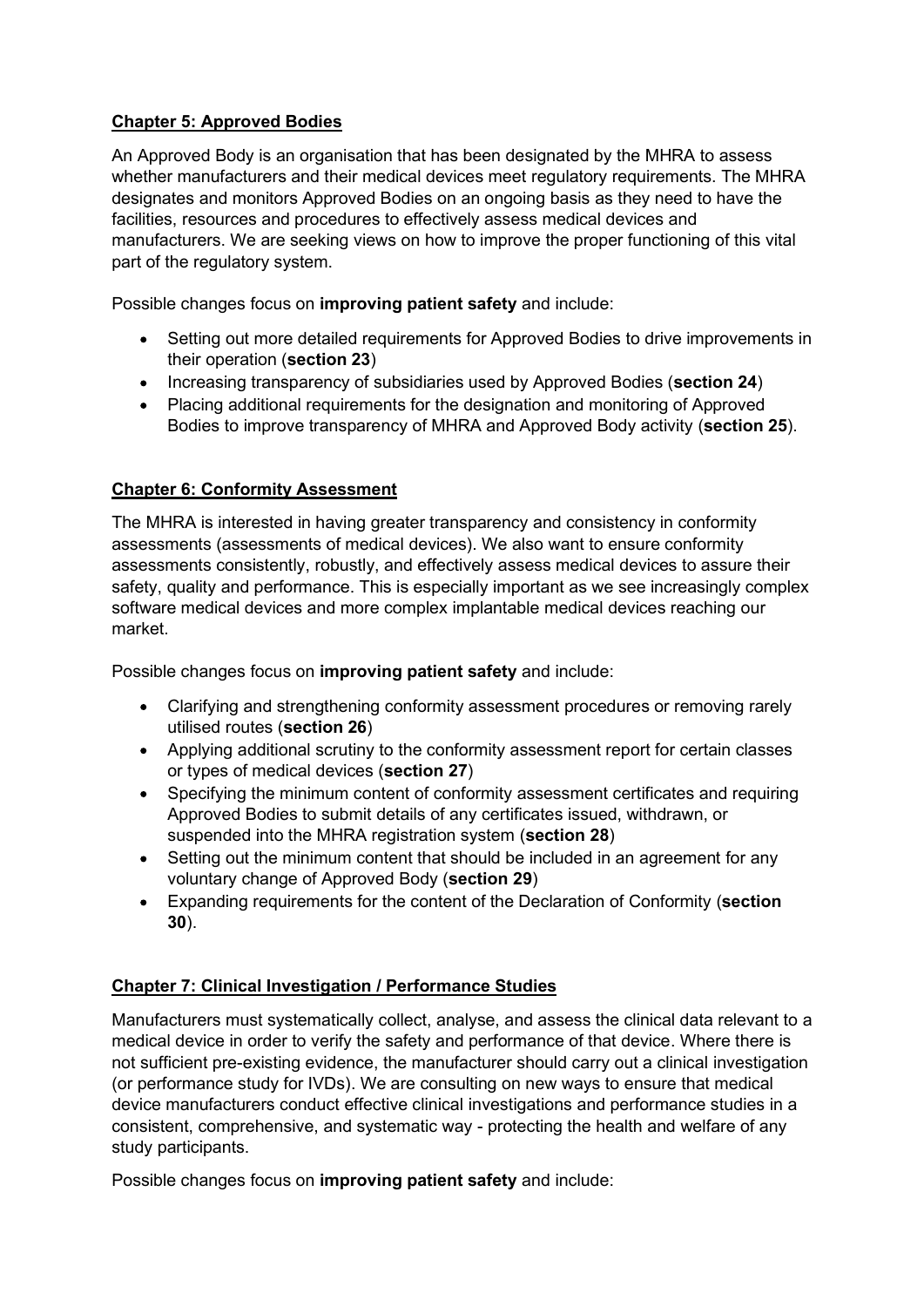## Chapter 5: Approved Bodies

An Approved Body is an organisation that has been designated by the MHRA to assess whether manufacturers and their medical devices meet regulatory requirements. The MHRA designates and monitors Approved Bodies on an ongoing basis as they need to have the facilities, resources and procedures to effectively assess medical devices and manufacturers. We are seeking views on how to improve the proper functioning of this vital part of the regulatory system.

Possible changes focus on **improving patient safety** and include:

- Setting out more detailed requirements for Approved Bodies to drive improvements in their operation (**section 23**)
- Increasing transparency of subsidiaries used by Approved Bodies (**section 24**)
- Placing additional requirements for the designation and monitoring of Approved Bodies to improve transparency of MHRA and Approved Body activity (**section 25**).

## Chapter 6: Conformity Assessment

The MHRA is interested in having greater transparency and consistency in conformity assessments (assessments of medical devices). We also want to ensure conformity assessments consistently, robustly, and effectively assess medical devices to assure their safety, quality and performance. This is especially important as we see increasingly complex software medical devices and more complex implantable medical devices reaching our market.

Possible changes focus on **improving patient safety** and include:

- Clarifying and strengthening conformity assessment procedures or removing rarely utilised routes (**section 26**)
- Applying additional scrutiny to the conformity assessment report for certain classes or types of medical devices (**section 27**)
- Specifying the minimum content of conformity assessment certificates and requiring Approved Bodies to submit details of any certificates issued, withdrawn, or suspended into the MHRA registration system (**section 28**)
- Setting out the minimum content that should be included in an agreement for any voluntary change of Approved Body (**section 29**)
- Expanding requirements for the content of the Declaration of Conformity (**section 30**).

## Chapter 7: Clinical Investigation / Performance Studies

Manufacturers must systematically collect, analyse, and assess the clinical data relevant to a medical device in order to verify the safety and performance of that device. Where there is not sufficient pre-existing evidence, the manufacturer should carry out a clinical investigation (or performance study for IVDs). We are consulting on new ways to ensure that medical device manufacturers conduct effective clinical investigations and performance studies in a consistent, comprehensive, and systematic way - protecting the health and welfare of any study participants.

Possible changes focus on **improving patient safety** and include: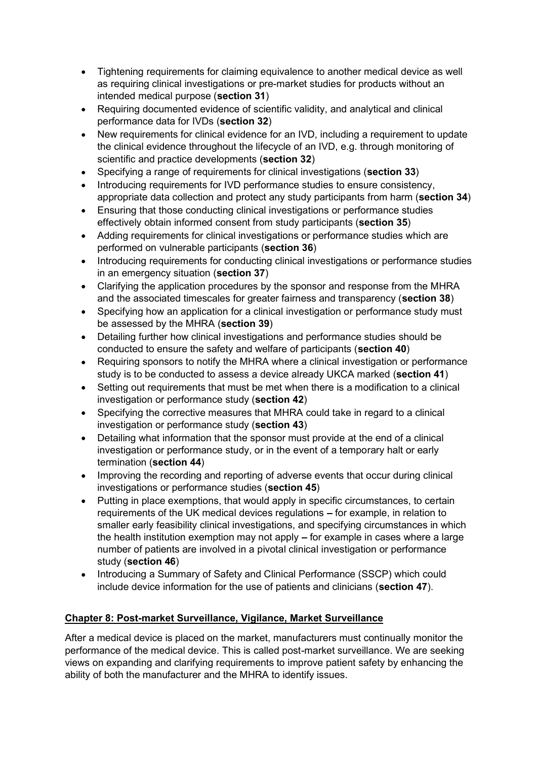- Tightening requirements for claiming equivalence to another medical device as well as requiring clinical investigations or pre-market studies for products without an intended medical purpose (**section 31**)
- Requiring documented evidence of scientific validity, and analytical and clinical performance data for IVDs (**section 32**)
- New requirements for clinical evidence for an IVD, including a requirement to update the clinical evidence throughout the lifecycle of an IVD, e.g. through monitoring of scientific and practice developments (**section 32**)
- Specifying a range of requirements for clinical investigations (**section 33**)
- Introducing requirements for IVD performance studies to ensure consistency, appropriate data collection and protect any study participants from harm (**section 34**)
- Ensuring that those conducting clinical investigations or performance studies effectively obtain informed consent from study participants (**section 35**)
- Adding requirements for clinical investigations or performance studies which are performed on vulnerable participants (**section 36**)
- Introducing requirements for conducting clinical investigations or performance studies in an emergency situation (**section 37**)
- Clarifying the application procedures by the sponsor and response from the MHRA and the associated timescales for greater fairness and transparency (**section 38**)
- Specifying how an application for a clinical investigation or performance study must be assessed by the MHRA (**section 39**)
- Detailing further how clinical investigations and performance studies should be conducted to ensure the safety and welfare of participants (**section 40**)
- Requiring sponsors to notify the MHRA where a clinical investigation or performance study is to be conducted to assess a device already UKCA marked (**section 41**)
- Setting out requirements that must be met when there is a modification to a clinical investigation or performance study (**section 42**)
- Specifying the corrective measures that MHRA could take in regard to a clinical investigation or performance study (**section 43**)
- Detailing what information that the sponsor must provide at the end of a clinical investigation or performance study, or in the event of a temporary halt or early termination (**section 44**)
- Improving the recording and reporting of adverse events that occur during clinical investigations or performance studies (**section 45**)
- Putting in place exemptions, that would apply in specific circumstances, to certain requirements of the UK medical devices regulations – for example, in relation to smaller early feasibility clinical investigations, and specifying circumstances in which the health institution exemption may not apply – for example in cases where a large number of patients are involved in a pivotal clinical investigation or performance study (**section 46**)
- Introducing a Summary of Safety and Clinical Performance (SSCP) which could include device information for the use of patients and clinicians (**section 47**).

## Chapter 8: Post-market Surveillance, Vigilance, Market Surveillance

After a medical device is placed on the market, manufacturers must continually monitor the performance of the medical device. This is called post-market surveillance. We are seeking views on expanding and clarifying requirements to improve patient safety by enhancing the ability of both the manufacturer and the MHRA to identify issues.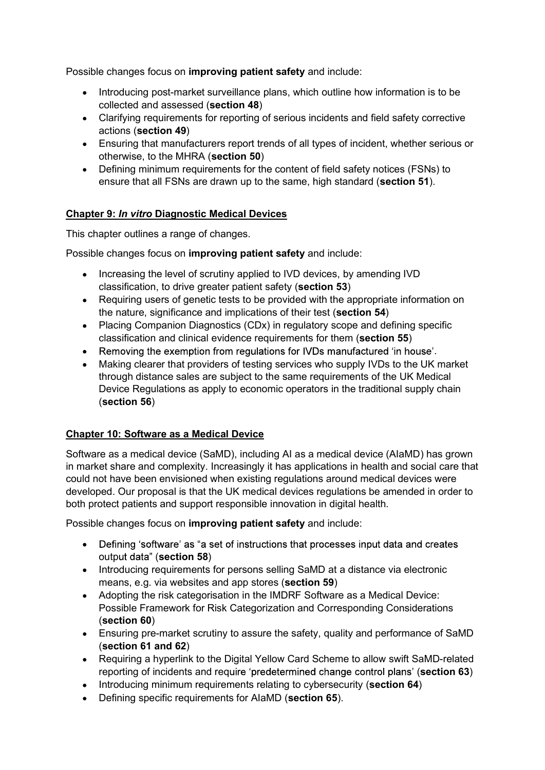Possible changes focus on **improving patient safety** and include:

- Introducing post-market surveillance plans, which outline how information is to be collected and assessed (**section 48**)
- Clarifying requirements for reporting of serious incidents and field safety corrective actions (**section 49**)
- Ensuring that manufacturers report trends of all types of incident, whether serious or otherwise, to the MHRA (**section 50**)
- Defining minimum requirements for the content of field safety notices (FSNs) to ensure that all FSNs are drawn up to the same, high standard (**section 51**).

## Chapter 9: *In vitro* Diagnostic Medical Devices

This chapter outlines a range of changes.

Possible changes focus on **improving patient safety** and include:

- Increasing the level of scrutiny applied to IVD devices, by amending IVD classification, to drive greater patient safety (**section 53**)
- Requiring users of genetic tests to be provided with the appropriate information on the nature, significance and implications of their test (**section 54**)
- Placing Companion Diagnostics (CDx) in regulatory scope and defining specific classification and clinical evidence requirements for them (**section 55**)
- Removing the exemption from regulations for IVDs manufactured 'in house'.
- Making clearer that providers of testing services who supply IVDs to the UK market through distance sales are subject to the same requirements of the UK Medical Device Regulations as apply to economic operators in the traditional supply chain (**section 56**)

## Chapter 10: Software as a Medical Device

Software as a medical device (SaMD), including AI as a medical device (AIaMD) has grown in market share and complexity. Increasingly it has applications in health and social care that could not have been envisioned when existing regulations around medical devices were developed. Our proposal is that the UK medical devices regulations be amended in order to both protect patients and support responsible innovation in digital health.

Possible changes focus on **improving patient safety** and include:

- Defining 'software' as "a set of instructions that processes input data and creates output data" (**section 58**)
- Introducing requirements for persons selling SaMD at a distance via electronic means, e.g. via websites and app stores (**section 59**)
- Adopting the risk categorisation in the IMDRF Software as a Medical Device: Possible Framework for Risk Categorization and Corresponding Considerations (**section 60**)
- Ensuring pre-market scrutiny to assure the safety, quality and performance of SaMD (**section 61 and 62**)
- Requiring a hyperlink to the Digital Yellow Card Scheme to allow swift SaMD-related reporting of incidents and require 'predetermined change control plans' (**section 63**)
- Introducing minimum requirements relating to cybersecurity (**section 64**)
- Defining specific requirements for AIaMD (**section 65**).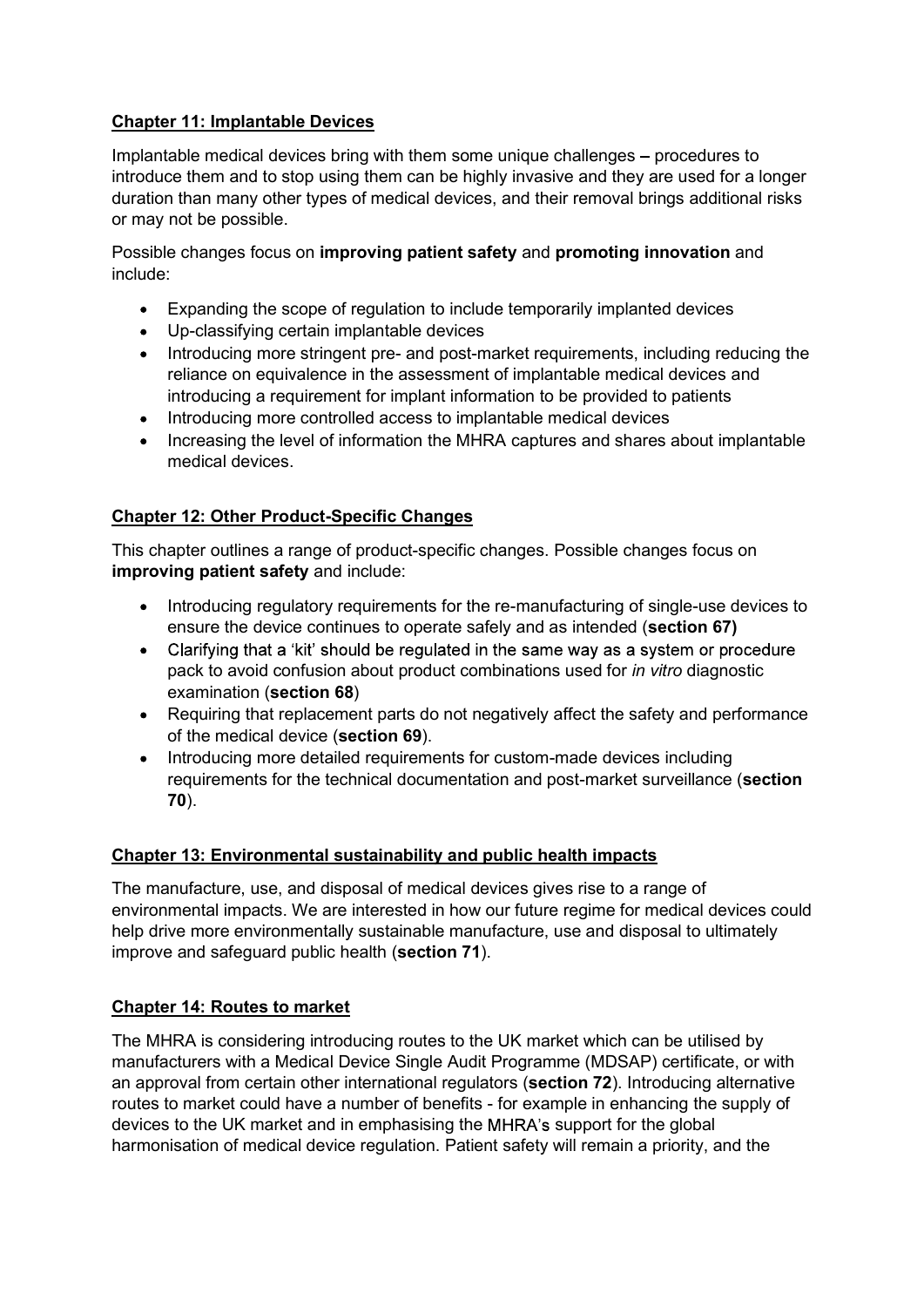## Chapter 11: Implantable Devices

Implantable medical devices bring with them some unique challenges – procedures to introduce them and to stop using them can be highly invasive and they are used for a longer duration than many other types of medical devices, and their removal brings additional risks or may not be possible.

Possible changes focus on **improving patient safety** and **promoting innovation** and include:

- Expanding the scope of regulation to include temporarily implanted devices
- Up-classifying certain implantable devices
- Introducing more stringent pre- and post-market requirements, including reducing the reliance on equivalence in the assessment of implantable medical devices and introducing a requirement for implant information to be provided to patients
- Introducing more controlled access to implantable medical devices
- Increasing the level of information the MHRA captures and shares about implantable medical devices.

## Chapter 12: Other Product-Specific Changes

This chapter outlines a range of product-specific changes. Possible changes focus on **improving patient safety** and include:

- Introducing regulatory requirements for the re-manufacturing of single-use devices to ensure the device continues to operate safely and as intended (**section 67)**
- Clarifying that a 'kit' should be regulated in the same way as a system or procedure pack to avoid confusion about product combinations used for *in vitro* diagnostic examination (**section 68**)
- Requiring that replacement parts do not negatively affect the safety and performance of the medical device (**section 69**).
- Introducing more detailed requirements for custom-made devices including requirements for the technical documentation and post-market surveillance (**section 70**).

## Chapter 13: Environmental sustainability and public health impacts

The manufacture, use, and disposal of medical devices gives rise to a range of environmental impacts. We are interested in how our future regime for medical devices could help drive more environmentally sustainable manufacture, use and disposal to ultimately improve and safeguard public health (**section 71**).

## Chapter 14: Routes to market

The MHRA is considering introducing routes to the UK market which can be utilised by manufacturers with a Medical Device Single Audit Programme (MDSAP) certificate, or with an approval from certain other international regulators (**section 72**). Introducing alternative routes to market could have a number of benefits - for example in enhancing the supply of devices to the UK market and in emphasising the MHRA's support for the global harmonisation of medical device regulation. Patient safety will remain a priority, and the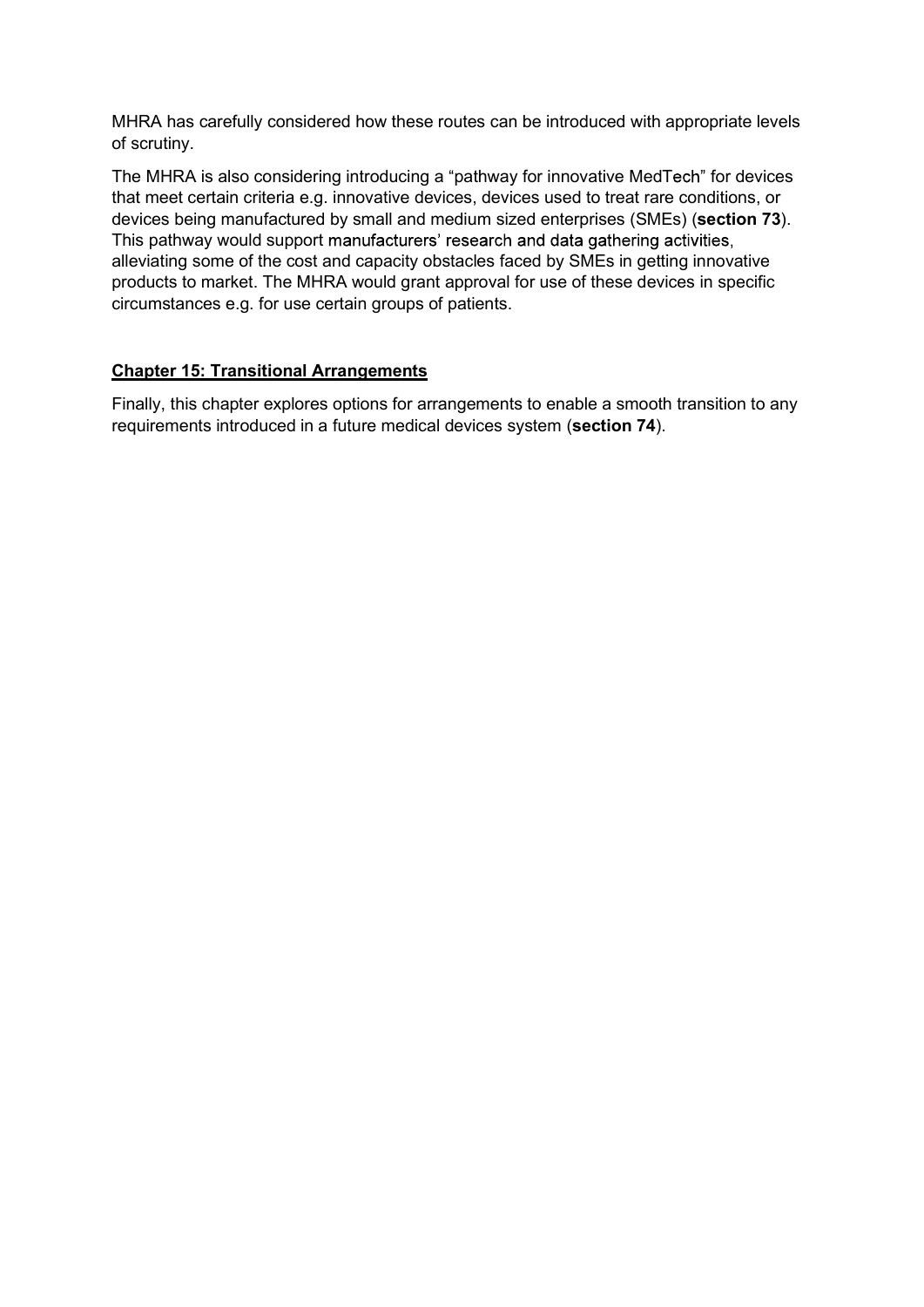MHRA has carefully considered how these routes can be introduced with appropriate levels of scrutiny.

The MHRA is also considering introducing a "pathway for innovative MedTech" for devices that meet certain criteria e.g. innovative devices, devices used to treat rare conditions, or devices being manufactured by small and medium sized enterprises (SMEs) (**section 73**). This pathway would support manufacturers' research and data gathering activities, alleviating some of the cost and capacity obstacles faced by SMEs in getting innovative products to market. The MHRA would grant approval for use of these devices in specific circumstances e.g. for use certain groups of patients.

## Chapter 15: Transitional Arrangements

Finally, this chapter explores options for arrangements to enable a smooth transition to any requirements introduced in a future medical devices system (**section 74**).